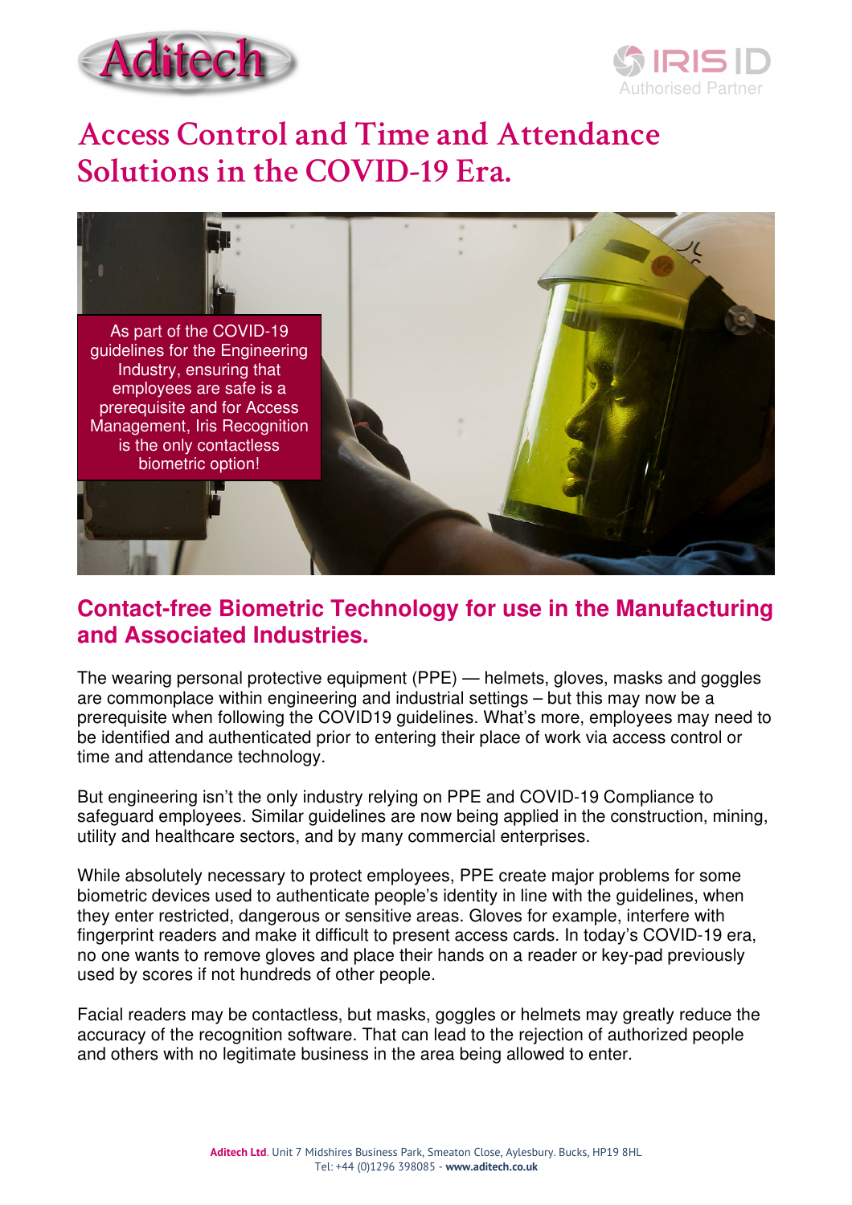# Access Control and Time and Attendance Solutions in the COVID-19 Era.

As part of the COVID-19 guidelines for the Engineering Industry, ensuring that employees are safe is a prerequisite and for Access Management, Iris Recognition is the only contactless biometric option!

## Contact-free Biometric Technology for use in the Manufacturing and Associated Industries.

The wearing personal protective equipment (PPE) — helmets, gloves, masks and goggles are commonplace within engineering and industrial settings – but this may now be a prerequisite when following the COVID19 guidelines. What's more, employees may need to be identified and authenticated prior to entering their place of work via access control or time and attendance technology.

But engineering isn't the only industry relying on PPE and COVID-19 Compliance to safeguard employees. Similar guidelines are now being applied in the construction, mining, utility and healthcare sectors, and by many commercial enterprises.

While absolutely necessary to protect employees, PPE create major problems for some biometric devices used to authenticate people's identity in line with the guidelines, when they enter restricted, dangerous or sensitive areas. Gloves for example, interfere with fingerprint readers and make it difficult to present access cards. In today's COVID-19 era, no one wants to remove gloves and place their hands on a reader or key-pad previously used by scores if not hundreds of other people.

Facial readers may be contactless, but masks, goggles or helmets may greatly reduce the accuracy of the recognition software. That can lead to the rejection of authorized people and others with no legitimate business in the area being allowed to enter.

**Aditech Ltd**. Unit 7 Midshires Business Park, Smeaton Close, Aylesbury. Bucks, HP19 8HL
Tel: +44 (0)1296 398085 - **www.aditech.co.uk**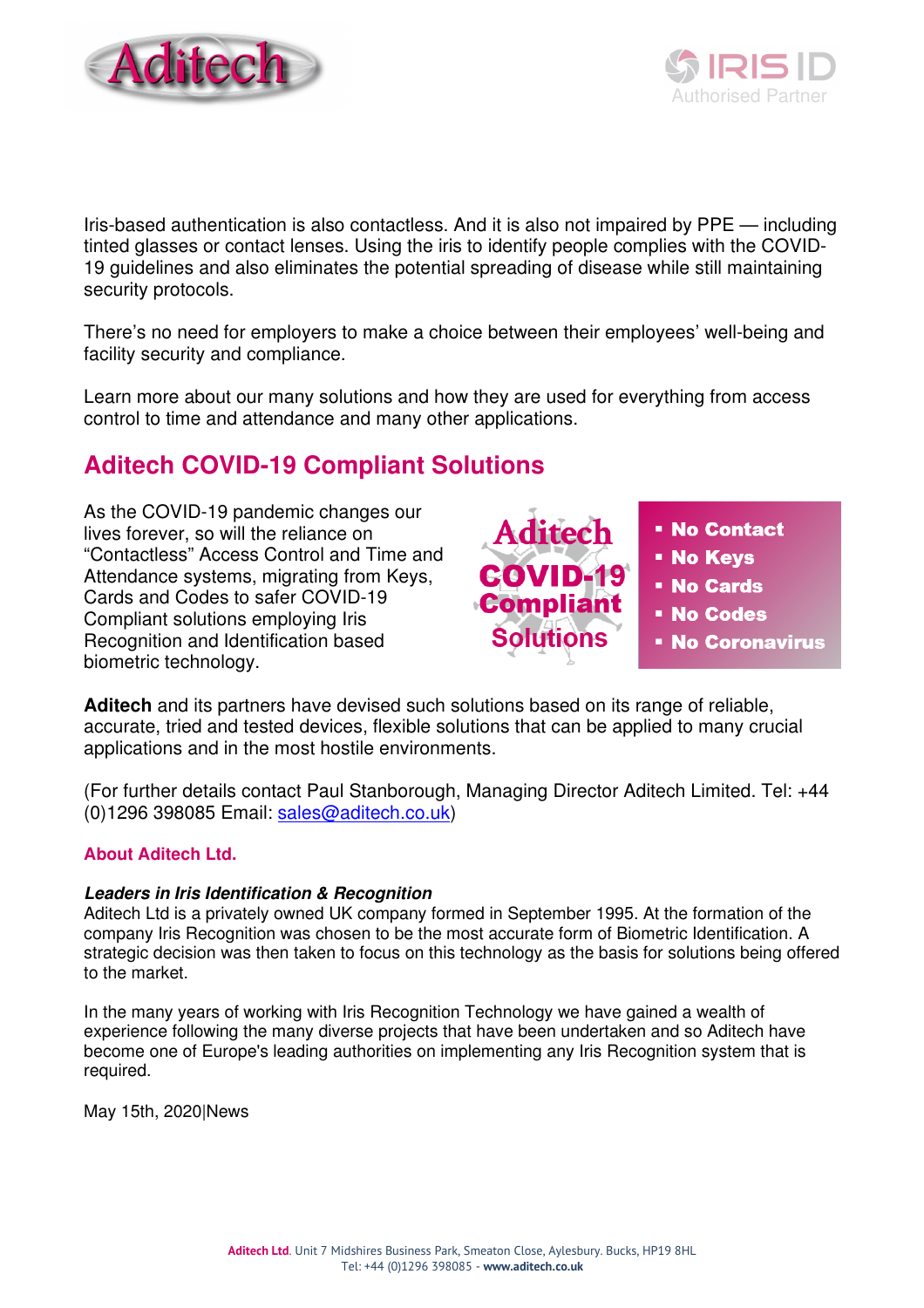Iris-based authentication is also contactless. And it is also not impaired by PPE — including tinted glasses or contact lenses. Using the iris to identify people complies with the COVID-19 guidelines and also eliminates the potential spreading of disease while still maintaining security protocols.

There's no need for employers to make a choice between their employees' well-being and facility security and compliance.

Learn more about our many solutions and how they are used for everything from access control to time and attendance and many other applications.

## Aditech COVID-19 Compliant Solutions

As the COVID-19 pandemic changes our lives forever, so will the reliance on "Contactless" Access Control and Time and Attendance systems, migrating from Keys, Cards and Codes to safer COVID-19 Compliant solutions employing Iris Recognition and Identification based biometric technology.

Aditech COVID-19 Compliant Solutions

- **No Contact**
- **No Keys**
- **No Cards**
- **No Codes**
- **No Coronavirus**

**Aditech** and its partners have devised such solutions based on its range of reliable, accurate, tried and tested devices, flexible solutions that can be applied to many crucial applications and in the most hostile environments.

(For further details contact Paul Stanborough, Managing Director Aditech Limited. Tel: +44 (0)1296 398085 Email: sales@aditech.co.uk)

### About Aditech Ltd.

***Leaders in Iris Identification & Recognition***

Aditech Ltd is a privately owned UK company formed in September 1995. At the formation of the company Iris Recognition was chosen to be the most accurate form of Biometric Identification. A strategic decision was then taken to focus on this technology as the basis for solutions being offered to the market.

In the many years of working with Iris Recognition Technology we have gained a wealth of experience following the many diverse projects that have been undertaken and so Aditech have become one of Europe's leading authorities on implementing any Iris Recognition system that is required.

May 15th, 2020|News